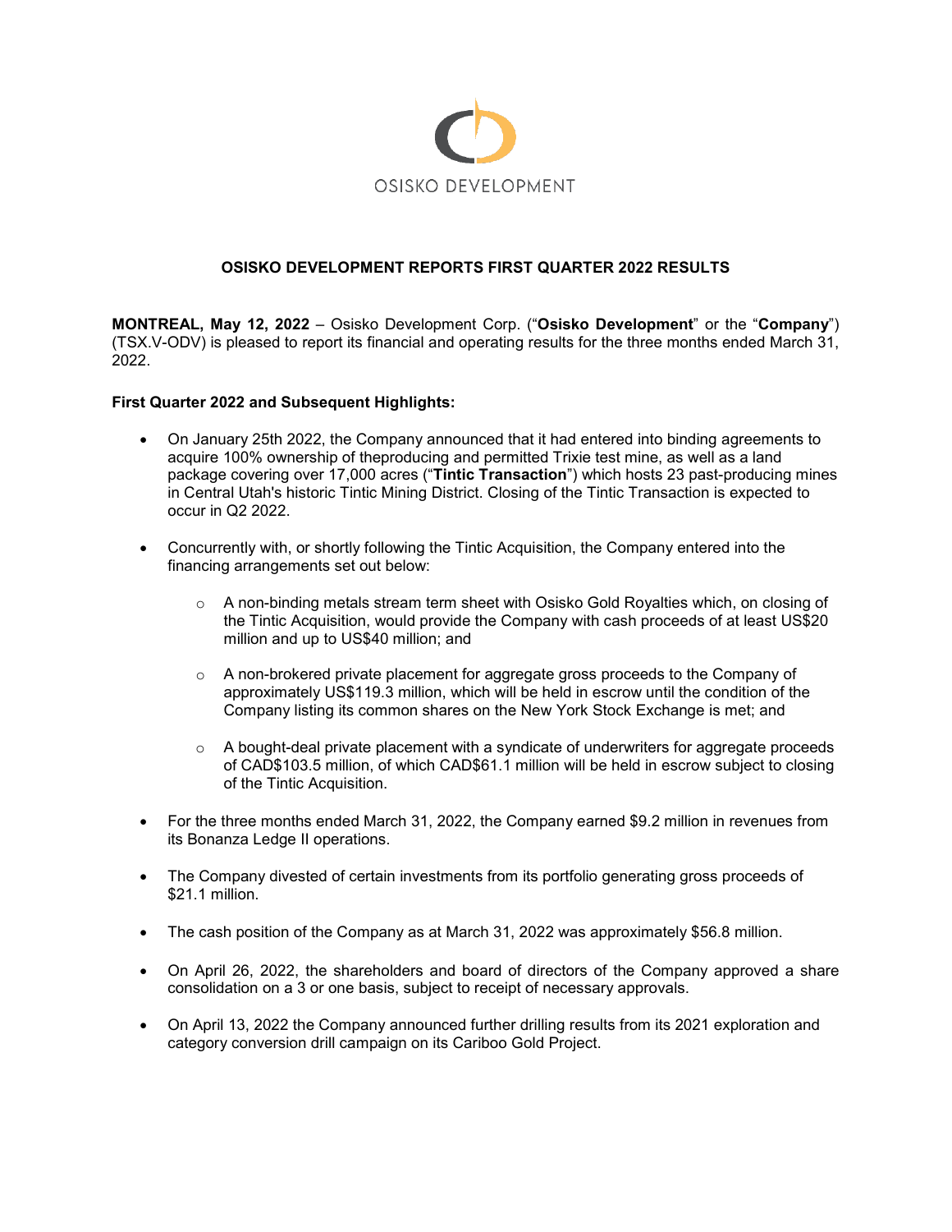OSISKO DEVELOPMENT

# OSISKO DEVELOPMENT REPORTS FIRST QUARTER 2022 RESULTS

**MONTREAL, May 12, 2022** – Osisko Development Corp. ("**Osisko Development**" or the "**Company**") (TSX.V-ODV) is pleased to report its financial and operating results for the three months ended March 31, 2022.

**First Quarter 2022 and Subsequent Highlights:**

- On January 25th 2022, the Company announced that it had entered into binding agreements to acquire 100% ownership of theproducing and permitted Trixie test mine, as well as a land package covering over 17,000 acres ("**Tintic Transaction**") which hosts 23 past-producing mines in Central Utah's historic Tintic Mining District. Closing of the Tintic Transaction is expected to occur in Q2 2022.

- Concurrently with, or shortly following the Tintic Acquisition, the Company entered into the financing arrangements set out below:

  - A non-binding metals stream term sheet with Osisko Gold Royalties which, on closing of the Tintic Acquisition, would provide the Company with cash proceeds of at least US$20 million and up to US$40 million; and

  - A non-brokered private placement for aggregate gross proceeds to the Company of approximately US$119.3 million, which will be held in escrow until the condition of the Company listing its common shares on the New York Stock Exchange is met; and

  - A bought-deal private placement with a syndicate of underwriters for aggregate proceeds of CAD$103.5 million, of which CAD$61.1 million will be held in escrow subject to closing of the Tintic Acquisition.

- For the three months ended March 31, 2022, the Company earned $9.2 million in revenues from its Bonanza Ledge II operations.

- The Company divested of certain investments from its portfolio generating gross proceeds of $21.1 million.

- The cash position of the Company as at March 31, 2022 was approximately $56.8 million.

- On April 26, 2022, the shareholders and board of directors of the Company approved a share consolidation on a 3 or one basis, subject to receipt of necessary approvals.

- On April 13, 2022 the Company announced further drilling results from its 2021 exploration and category conversion drill campaign on its Cariboo Gold Project.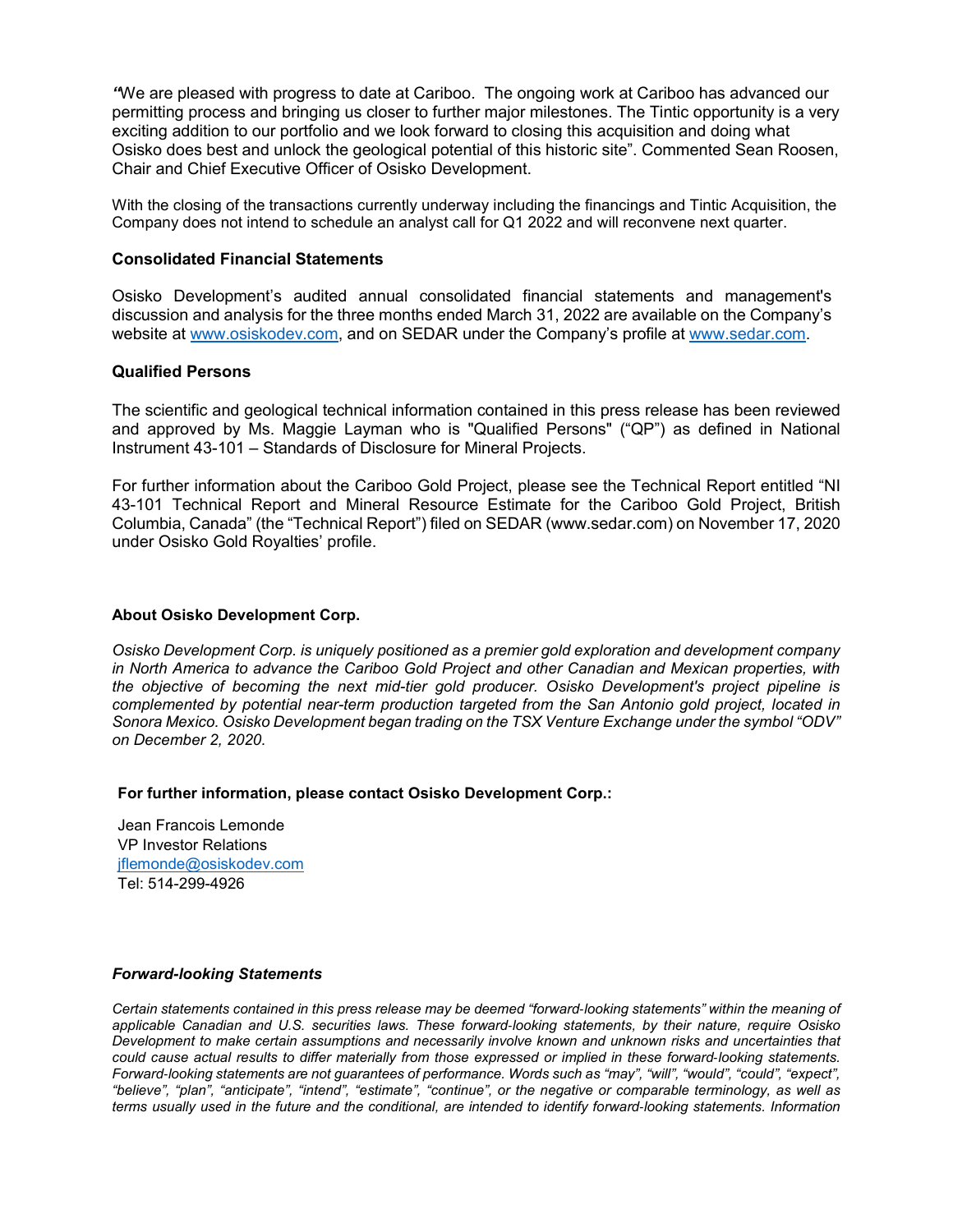*"*We are pleased with progress to date at Cariboo. The ongoing work at Cariboo has advanced our permitting process and bringing us closer to further major milestones. The Tintic opportunity is a very exciting addition to our portfolio and we look forward to closing this acquisition and doing what Osisko does best and unlock the geological potential of this historic site". Commented Sean Roosen, Chair and Chief Executive Officer of Osisko Development.

With the closing of the transactions currently underway including the financings and Tintic Acquisition, the Company does not intend to schedule an analyst call for Q1 2022 and will reconvene next quarter.

**Consolidated Financial Statements**

Osisko Development's audited annual consolidated financial statements and management's discussion and analysis for the three months ended March 31, 2022 are available on the Company's website at www.osiskodev.com, and on SEDAR under the Company's profile at www.sedar.com.

**Qualified Persons**

The scientific and geological technical information contained in this press release has been reviewed and approved by Ms. Maggie Layman who is "Qualified Persons" ("QP") as defined in National Instrument 43-101 – Standards of Disclosure for Mineral Projects.

For further information about the Cariboo Gold Project, please see the Technical Report entitled "NI 43-101 Technical Report and Mineral Resource Estimate for the Cariboo Gold Project, British Columbia, Canada" (the "Technical Report") filed on SEDAR (www.sedar.com) on November 17, 2020 under Osisko Gold Royalties' profile.

**About Osisko Development Corp.**

*Osisko Development Corp. is uniquely positioned as a premier gold exploration and development company in North America to advance the Cariboo Gold Project and other Canadian and Mexican properties, with the objective of becoming the next mid-tier gold producer. Osisko Development's project pipeline is complemented by potential near-term production targeted from the San Antonio gold project, located in Sonora Mexico. Osisko Development began trading on the TSX Venture Exchange under the symbol "ODV" on December 2, 2020.*

**For further information, please contact Osisko Development Corp.:**

Jean Francois Lemonde
VP Investor Relations
jflemonde@osiskodev.com
Tel: 514-299-4926

***Forward-looking Statements***

*Certain statements contained in this press release may be deemed "forward-looking statements" within the meaning of applicable Canadian and U.S. securities laws. These forward-looking statements, by their nature, require Osisko Development to make certain assumptions and necessarily involve known and unknown risks and uncertainties that could cause actual results to differ materially from those expressed or implied in these forward-looking statements. Forward-looking statements are not guarantees of performance. Words such as "may", "will", "would", "could", "expect", "believe", "plan", "anticipate", "intend", "estimate", "continue", or the negative or comparable terminology, as well as terms usually used in the future and the conditional, are intended to identify forward-looking statements. Information*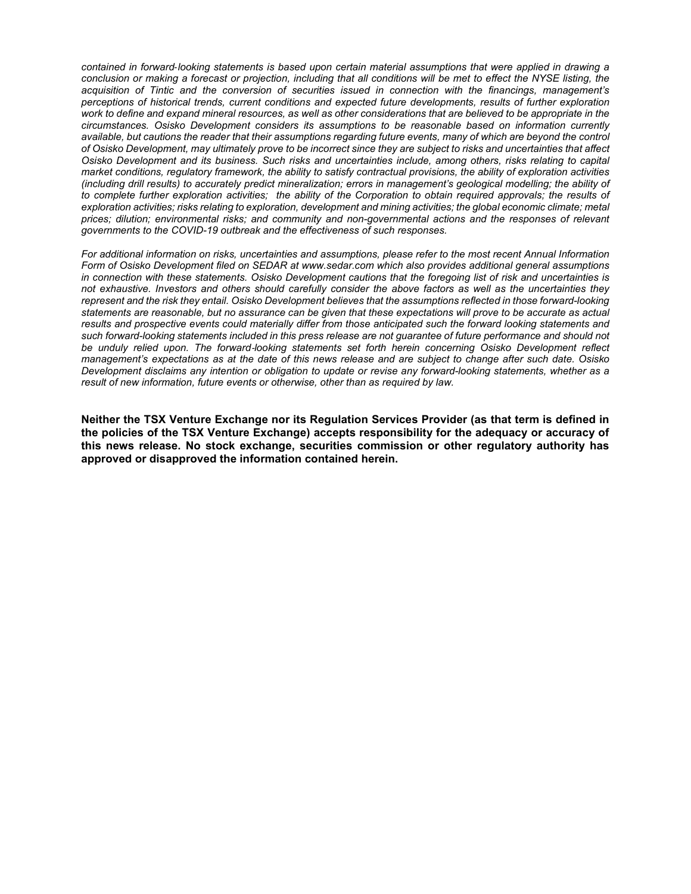*contained in forward-looking statements is based upon certain material assumptions that were applied in drawing a conclusion or making a forecast or projection, including that all conditions will be met to effect the NYSE listing, the acquisition of Tintic and the conversion of securities issued in connection with the financings, management's perceptions of historical trends, current conditions and expected future developments, results of further exploration work to define and expand mineral resources, as well as other considerations that are believed to be appropriate in the circumstances. Osisko Development considers its assumptions to be reasonable based on information currently available, but cautions the reader that their assumptions regarding future events, many of which are beyond the control of Osisko Development, may ultimately prove to be incorrect since they are subject to risks and uncertainties that affect Osisko Development and its business. Such risks and uncertainties include, among others, risks relating to capital market conditions, regulatory framework, the ability to satisfy contractual provisions, the ability of exploration activities (including drill results) to accurately predict mineralization; errors in management's geological modelling; the ability of to complete further exploration activities; the ability of the Corporation to obtain required approvals; the results of exploration activities; risks relating to exploration, development and mining activities; the global economic climate; metal prices; dilution; environmental risks; and community and non-governmental actions and the responses of relevant governments to the COVID-19 outbreak and the effectiveness of such responses.*

*For additional information on risks, uncertainties and assumptions, please refer to the most recent Annual Information Form of Osisko Development filed on SEDAR at www.sedar.com which also provides additional general assumptions in connection with these statements. Osisko Development cautions that the foregoing list of risk and uncertainties is not exhaustive. Investors and others should carefully consider the above factors as well as the uncertainties they represent and the risk they entail. Osisko Development believes that the assumptions reflected in those forward-looking statements are reasonable, but no assurance can be given that these expectations will prove to be accurate as actual results and prospective events could materially differ from those anticipated such the forward looking statements and such forward-looking statements included in this press release are not guarantee of future performance and should not be unduly relied upon. The forward-looking statements set forth herein concerning Osisko Development reflect management's expectations as at the date of this news release and are subject to change after such date. Osisko Development disclaims any intention or obligation to update or revise any forward-looking statements, whether as a result of new information, future events or otherwise, other than as required by law.*

**Neither the TSX Venture Exchange nor its Regulation Services Provider (as that term is defined in the policies of the TSX Venture Exchange) accepts responsibility for the adequacy or accuracy of this news release. No stock exchange, securities commission or other regulatory authority has approved or disapproved the information contained herein.**